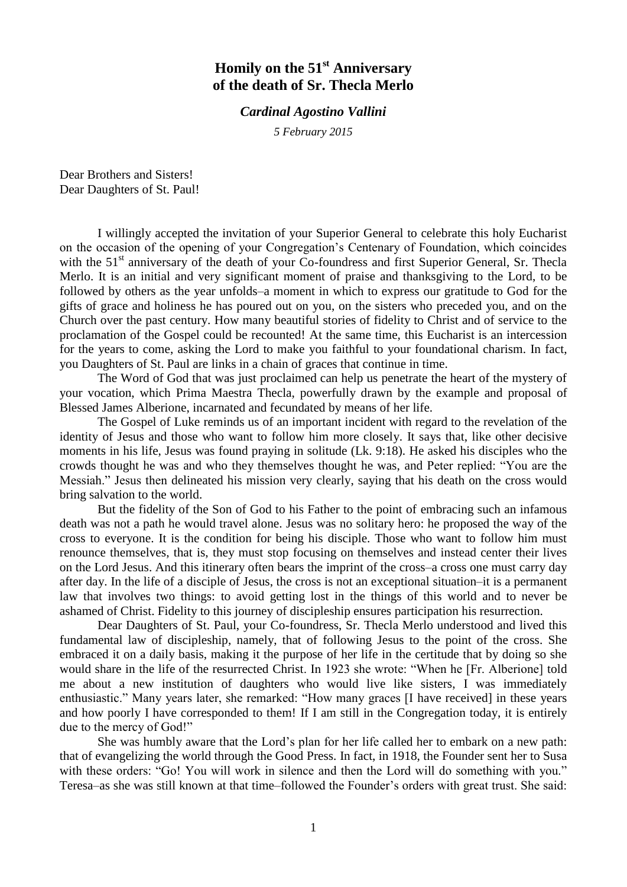# Homily on the 51st Anniversary of the death of Sr. Thecla Merlo

***Cardinal Agostino Vallini***

*5 February 2015*

Dear Brothers and Sisters!
Dear Daughters of St. Paul!

I willingly accepted the invitation of your Superior General to celebrate this holy Eucharist on the occasion of the opening of your Congregation's Centenary of Foundation, which coincides with the 51st anniversary of the death of your Co-foundress and first Superior General, Sr. Thecla Merlo. It is an initial and very significant moment of praise and thanksgiving to the Lord, to be followed by others as the year unfolds–a moment in which to express our gratitude to God for the gifts of grace and holiness he has poured out on you, on the sisters who preceded you, and on the Church over the past century. How many beautiful stories of fidelity to Christ and of service to the proclamation of the Gospel could be recounted! At the same time, this Eucharist is an intercession for the years to come, asking the Lord to make you faithful to your foundational charism. In fact, you Daughters of St. Paul are links in a chain of graces that continue in time.

The Word of God that was just proclaimed can help us penetrate the heart of the mystery of your vocation, which Prima Maestra Thecla, powerfully drawn by the example and proposal of Blessed James Alberione, incarnated and fecundated by means of her life.

The Gospel of Luke reminds us of an important incident with regard to the revelation of the identity of Jesus and those who want to follow him more closely. It says that, like other decisive moments in his life, Jesus was found praying in solitude (Lk. 9:18). He asked his disciples who the crowds thought he was and who they themselves thought he was, and Peter replied: "You are the Messiah." Jesus then delineated his mission very clearly, saying that his death on the cross would bring salvation to the world.

But the fidelity of the Son of God to his Father to the point of embracing such an infamous death was not a path he would travel alone. Jesus was no solitary hero: he proposed the way of the cross to everyone. It is the condition for being his disciple. Those who want to follow him must renounce themselves, that is, they must stop focusing on themselves and instead center their lives on the Lord Jesus. And this itinerary often bears the imprint of the cross–a cross one must carry day after day. In the life of a disciple of Jesus, the cross is not an exceptional situation–it is a permanent law that involves two things: to avoid getting lost in the things of this world and to never be ashamed of Christ. Fidelity to this journey of discipleship ensures participation his resurrection.

Dear Daughters of St. Paul, your Co-foundress, Sr. Thecla Merlo understood and lived this fundamental law of discipleship, namely, that of following Jesus to the point of the cross. She embraced it on a daily basis, making it the purpose of her life in the certitude that by doing so she would share in the life of the resurrected Christ. In 1923 she wrote: "When he [Fr. Alberione] told me about a new institution of daughters who would live like sisters, I was immediately enthusiastic." Many years later, she remarked: "How many graces [I have received] in these years and how poorly I have corresponded to them! If I am still in the Congregation today, it is entirely due to the mercy of God!"

She was humbly aware that the Lord's plan for her life called her to embark on a new path: that of evangelizing the world through the Good Press. In fact, in 1918, the Founder sent her to Susa with these orders: "Go! You will work in silence and then the Lord will do something with you." Teresa–as she was still known at that time–followed the Founder's orders with great trust. She said: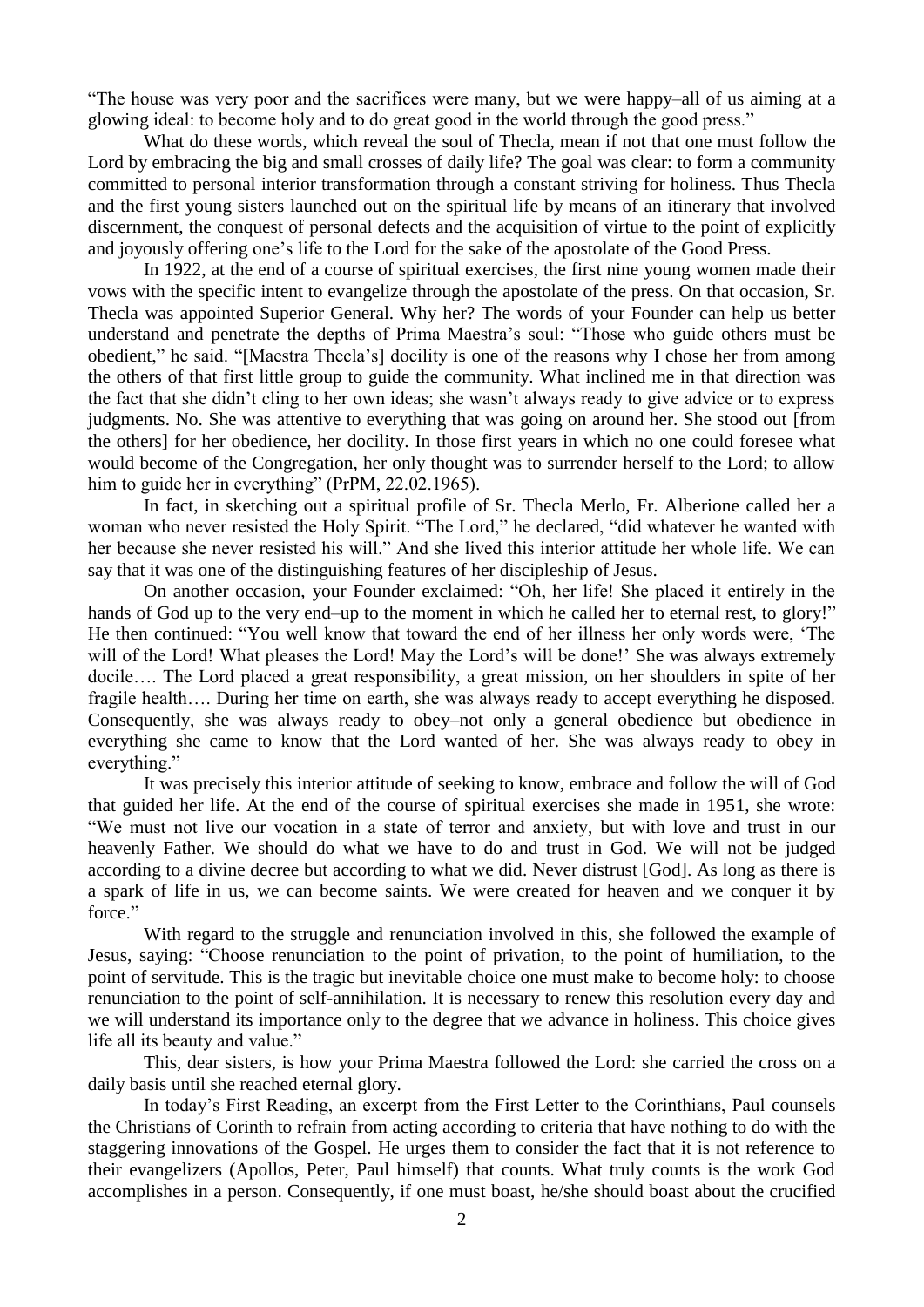"The house was very poor and the sacrifices were many, but we were happy–all of us aiming at a glowing ideal: to become holy and to do great good in the world through the good press."

What do these words, which reveal the soul of Thecla, mean if not that one must follow the Lord by embracing the big and small crosses of daily life? The goal was clear: to form a community committed to personal interior transformation through a constant striving for holiness. Thus Thecla and the first young sisters launched out on the spiritual life by means of an itinerary that involved discernment, the conquest of personal defects and the acquisition of virtue to the point of explicitly and joyously offering one's life to the Lord for the sake of the apostolate of the Good Press.

In 1922, at the end of a course of spiritual exercises, the first nine young women made their vows with the specific intent to evangelize through the apostolate of the press. On that occasion, Sr. Thecla was appointed Superior General. Why her? The words of your Founder can help us better understand and penetrate the depths of Prima Maestra's soul: "Those who guide others must be obedient," he said. "[Maestra Thecla's] docility is one of the reasons why I chose her from among the others of that first little group to guide the community. What inclined me in that direction was the fact that she didn't cling to her own ideas; she wasn't always ready to give advice or to express judgments. No. She was attentive to everything that was going on around her. She stood out [from the others] for her obedience, her docility. In those first years in which no one could foresee what would become of the Congregation, her only thought was to surrender herself to the Lord; to allow him to guide her in everything" (PrPM, 22.02.1965).

In fact, in sketching out a spiritual profile of Sr. Thecla Merlo, Fr. Alberione called her a woman who never resisted the Holy Spirit. "The Lord," he declared, "did whatever he wanted with her because she never resisted his will." And she lived this interior attitude her whole life. We can say that it was one of the distinguishing features of her discipleship of Jesus.

On another occasion, your Founder exclaimed: "Oh, her life! She placed it entirely in the hands of God up to the very end–up to the moment in which he called her to eternal rest, to glory!" He then continued: "You well know that toward the end of her illness her only words were, 'The will of the Lord! What pleases the Lord! May the Lord's will be done!' She was always extremely docile…. The Lord placed a great responsibility, a great mission, on her shoulders in spite of her fragile health…. During her time on earth, she was always ready to accept everything he disposed. Consequently, she was always ready to obey–not only a general obedience but obedience in everything she came to know that the Lord wanted of her. She was always ready to obey in everything."

It was precisely this interior attitude of seeking to know, embrace and follow the will of God that guided her life. At the end of the course of spiritual exercises she made in 1951, she wrote: "We must not live our vocation in a state of terror and anxiety, but with love and trust in our heavenly Father. We should do what we have to do and trust in God. We will not be judged according to a divine decree but according to what we did. Never distrust [God]. As long as there is a spark of life in us, we can become saints. We were created for heaven and we conquer it by force."

With regard to the struggle and renunciation involved in this, she followed the example of Jesus, saying: "Choose renunciation to the point of privation, to the point of humiliation, to the point of servitude. This is the tragic but inevitable choice one must make to become holy: to choose renunciation to the point of self-annihilation. It is necessary to renew this resolution every day and we will understand its importance only to the degree that we advance in holiness. This choice gives life all its beauty and value."

This, dear sisters, is how your Prima Maestra followed the Lord: she carried the cross on a daily basis until she reached eternal glory.

In today's First Reading, an excerpt from the First Letter to the Corinthians, Paul counsels the Christians of Corinth to refrain from acting according to criteria that have nothing to do with the staggering innovations of the Gospel. He urges them to consider the fact that it is not reference to their evangelizers (Apollos, Peter, Paul himself) that counts. What truly counts is the work God accomplishes in a person. Consequently, if one must boast, he/she should boast about the crucified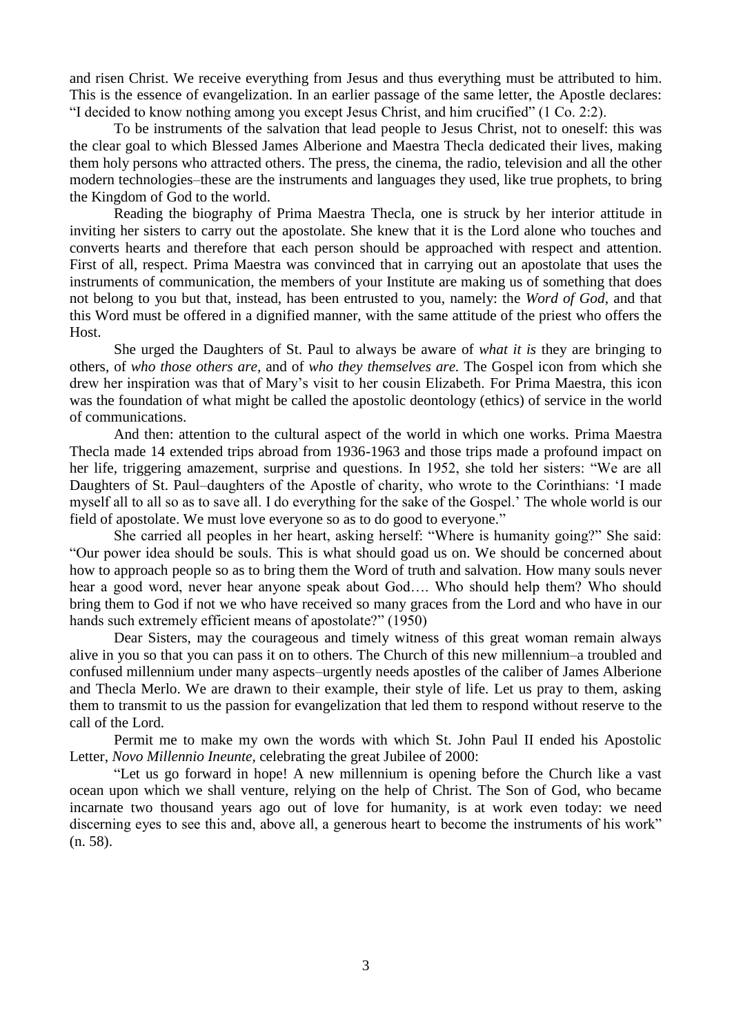and risen Christ. We receive everything from Jesus and thus everything must be attributed to him. This is the essence of evangelization. In an earlier passage of the same letter, the Apostle declares: "I decided to know nothing among you except Jesus Christ, and him crucified" (1 Co. 2:2).

To be instruments of the salvation that lead people to Jesus Christ, not to oneself: this was the clear goal to which Blessed James Alberione and Maestra Thecla dedicated their lives, making them holy persons who attracted others. The press, the cinema, the radio, television and all the other modern technologies–these are the instruments and languages they used, like true prophets, to bring the Kingdom of God to the world.

Reading the biography of Prima Maestra Thecla, one is struck by her interior attitude in inviting her sisters to carry out the apostolate. She knew that it is the Lord alone who touches and converts hearts and therefore that each person should be approached with respect and attention. First of all, respect. Prima Maestra was convinced that in carrying out an apostolate that uses the instruments of communication, the members of your Institute are making us of something that does not belong to you but that, instead, has been entrusted to you, namely: the *Word of God,* and that this Word must be offered in a dignified manner, with the same attitude of the priest who offers the Host.

She urged the Daughters of St. Paul to always be aware of *what it is* they are bringing to others, of *who those others are,* and of *who they themselves are.* The Gospel icon from which she drew her inspiration was that of Mary's visit to her cousin Elizabeth. For Prima Maestra, this icon was the foundation of what might be called the apostolic deontology (ethics) of service in the world of communications.

And then: attention to the cultural aspect of the world in which one works. Prima Maestra Thecla made 14 extended trips abroad from 1936-1963 and those trips made a profound impact on her life, triggering amazement, surprise and questions. In 1952, she told her sisters: "We are all Daughters of St. Paul–daughters of the Apostle of charity, who wrote to the Corinthians: 'I made myself all to all so as to save all. I do everything for the sake of the Gospel.' The whole world is our field of apostolate. We must love everyone so as to do good to everyone."

She carried all peoples in her heart, asking herself: "Where is humanity going?" She said: "Our power idea should be souls. This is what should goad us on. We should be concerned about how to approach people so as to bring them the Word of truth and salvation. How many souls never hear a good word, never hear anyone speak about God…. Who should help them? Who should bring them to God if not we who have received so many graces from the Lord and who have in our hands such extremely efficient means of apostolate?" (1950)

Dear Sisters, may the courageous and timely witness of this great woman remain always alive in you so that you can pass it on to others. The Church of this new millennium–a troubled and confused millennium under many aspects–urgently needs apostles of the caliber of James Alberione and Thecla Merlo. We are drawn to their example, their style of life. Let us pray to them, asking them to transmit to us the passion for evangelization that led them to respond without reserve to the call of the Lord.

Permit me to make my own the words with which St. John Paul II ended his Apostolic Letter, *Novo Millennio Ineunte,* celebrating the great Jubilee of 2000:

"Let us go forward in hope! A new millennium is opening before the Church like a vast ocean upon which we shall venture, relying on the help of Christ. The Son of God, who became incarnate two thousand years ago out of love for humanity, is at work even today: we need discerning eyes to see this and, above all, a generous heart to become the instruments of his work" (n. 58).